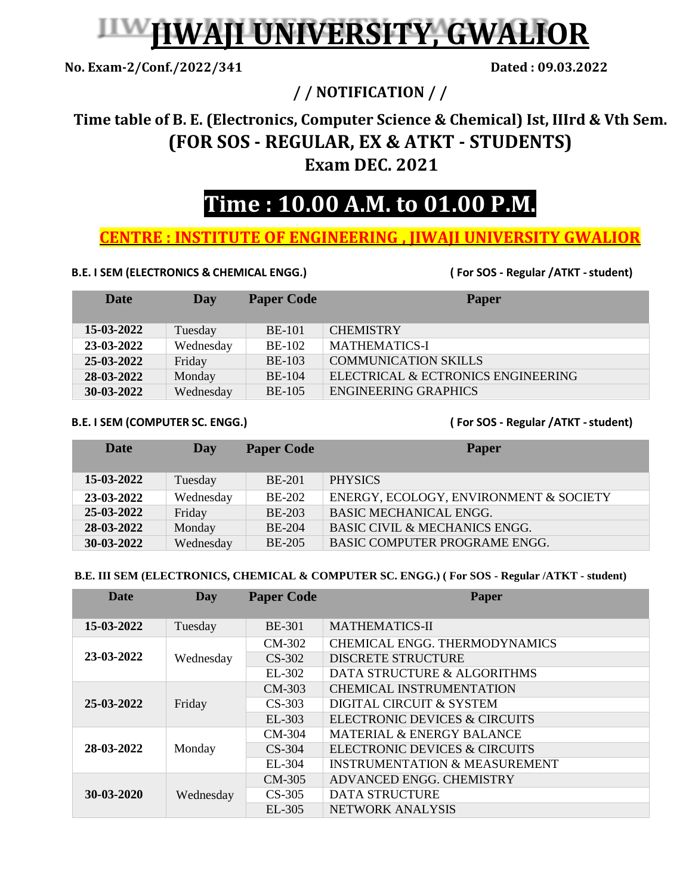# JIWAJI UNIVERSITY, GWALIOR

**No. Exam-2/Conf./2022/341** **Dated : 09.03.2022**

## / / NOTIFICATION / /

## Time table of B. E. (Electronics, Computer Science & Chemical) Ist, IIIrd & Vth Sem.

## (FOR SOS - REGULAR, EX & ATKT - STUDENTS)

## Exam DEC. 2021

# Time : 10.00 A.M. to 01.00 P.M.

**CENTRE : INSTITUTE OF ENGINEERING , JIWAJI UNIVERSITY GWALIOR**

**B.E. I SEM (ELECTRONICS & CHEMICAL ENGG.)** **( For SOS - Regular /ATKT - student)**

| Date | Day | Paper Code | Paper |
|---|---|---|---|
| **15-03-2022** | Tuesday | BE-101 | CHEMISTRY |
| **23-03-2022** | Wednesday | BE-102 | MATHEMATICS-I |
| **25-03-2022** | Friday | BE-103 | COMMUNICATION SKILLS |
| **28-03-2022** | Monday | BE-104 | ELECTRICAL & ECTRONICS ENGINEERING |
| **30-03-2022** | Wednesday | BE-105 | ENGINEERING GRAPHICS |

**B.E. I SEM (COMPUTER SC. ENGG.)** **( For SOS - Regular /ATKT - student)**

| Date | Day | Paper Code | Paper |
|---|---|---|---|
| **15-03-2022** | Tuesday | BE-201 | PHYSICS |
| **23-03-2022** | Wednesday | BE-202 | ENERGY, ECOLOGY, ENVIRONMENT & SOCIETY |
| **25-03-2022** | Friday | BE-203 | BASIC MECHANICAL ENGG. |
| **28-03-2022** | Monday | BE-204 | BASIC CIVIL & MECHANICS ENGG. |
| **30-03-2022** | Wednesday | BE-205 | BASIC COMPUTER PROGRAME ENGG. |

**B.E. III SEM (ELECTRONICS, CHEMICAL & COMPUTER SC. ENGG.) ( For SOS - Regular /ATKT - student)**

| Date | Day | Paper Code | Paper |
|---|---|---|---|
| **15-03-2022** | Tuesday | BE-301 | MATHEMATICS-II |
| **23-03-2022** | Wednesday | CM-302 | CHEMICAL ENGG. THERMODYNAMICS |
| | | CS-302 | DISCRETE STRUCTURE |
| | | EL-302 | DATA STRUCTURE & ALGORITHMS |
| **25-03-2022** | Friday | CM-303 | CHEMICAL INSTRUMENTATION |
| | | CS-303 | DIGITAL CIRCUIT & SYSTEM |
| | | EL-303 | ELECTRONIC DEVICES & CIRCUITS |
| **28-03-2022** | Monday | CM-304 | MATERIAL & ENERGY BALANCE |
| | | CS-304 | ELECTRONIC DEVICES & CIRCUITS |
| | | EL-304 | INSTRUMENTATION & MEASUREMENT |
| **30-03-2020** | Wednesday | CM-305 | ADVANCED ENGG. CHEMISTRY |
| | | CS-305 | DATA STRUCTURE |
| | | EL-305 | NETWORK ANALYSIS |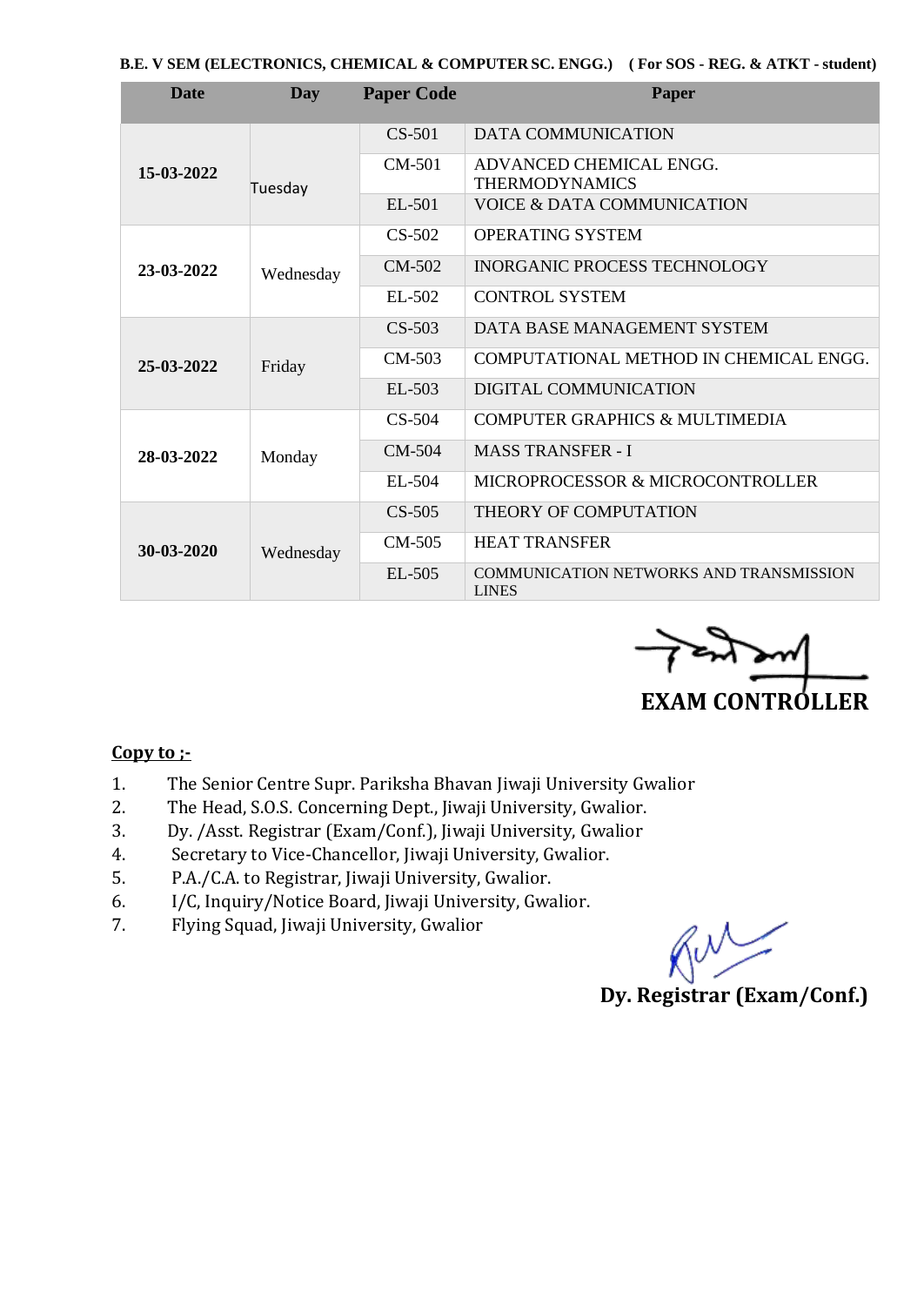**B.E. V SEM (ELECTRONICS, CHEMICAL & COMPUTER SC. ENGG.) ( For SOS - REG. & ATKT - student)**

| Date | Day | Paper Code | Paper |
|---|---|---|---|
| 15-03-2022 | Tuesday | CS-501 | DATA COMMUNICATION |
| | | CM-501 | ADVANCED CHEMICAL ENGG. THERMODYNAMICS |
| | | EL-501 | VOICE & DATA COMMUNICATION |
| 23-03-2022 | Wednesday | CS-502 | OPERATING SYSTEM |
| | | CM-502 | INORGANIC PROCESS TECHNOLOGY |
| | | EL-502 | CONTROL SYSTEM |
| 25-03-2022 | Friday | CS-503 | DATA BASE MANAGEMENT SYSTEM |
| | | CM-503 | COMPUTATIONAL METHOD IN CHEMICAL ENGG. |
| | | EL-503 | DIGITAL COMMUNICATION |
| 28-03-2022 | Monday | CS-504 | COMPUTER GRAPHICS & MULTIMEDIA |
| | | CM-504 | MASS TRANSFER - I |
| | | EL-504 | MICROPROCESSOR & MICROCONTROLLER |
| 30-03-2020 | Wednesday | CS-505 | THEORY OF COMPUTATION |
| | | CM-505 | HEAT TRANSFER |
| | | EL-505 | COMMUNICATION NETWORKS AND TRANSMISSION LINES |

**EXAM CONTROLLER**

**Copy to ;-**

1. The Senior Centre Supr. Pariksha Bhavan Jiwaji University Gwalior
2. The Head, S.O.S. Concerning Dept., Jiwaji University, Gwalior.
3. Dy. /Asst. Registrar (Exam/Conf.), Jiwaji University, Gwalior
4. Secretary to Vice-Chancellor, Jiwaji University, Gwalior.
5. P.A./C.A. to Registrar, Jiwaji University, Gwalior.
6. I/C, Inquiry/Notice Board, Jiwaji University, Gwalior.
7. Flying Squad, Jiwaji University, Gwalior

**Dy. Registrar (Exam/Conf.)**